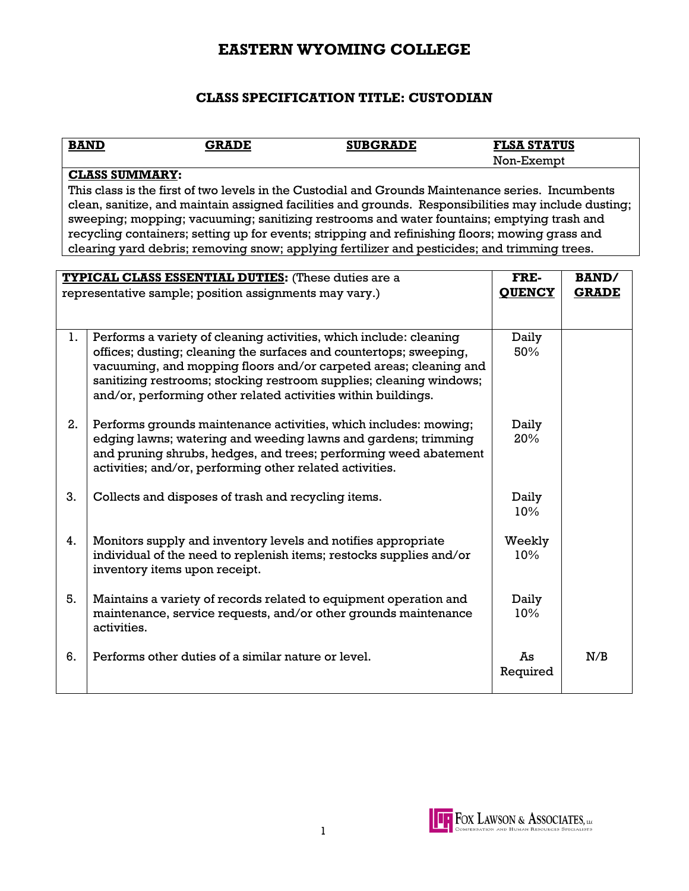# EASTERN WYOMING COLLEGE

## CLASS SPECIFICATION TITLE: CUSTODIAN

| BAND | GRADE | SUBGRADE | FLSA STATUS |
|---|---|---|---|
| | | | Non-Exempt |

**CLASS SUMMARY:**
This class is the first of two levels in the Custodial and Grounds Maintenance series. Incumbents clean, sanitize, and maintain assigned facilities and grounds. Responsibilities may include dusting; sweeping; mopping; vacuuming; sanitizing restrooms and water fountains; emptying trash and recycling containers; setting up for events; stripping and refinishing floors; mowing grass and clearing yard debris; removing snow; applying fertilizer and pesticides; and trimming trees.

| | **TYPICAL CLASS ESSENTIAL DUTIES:** (These duties are a representative sample; position assignments may vary.) | **FRE-QUENCY** | **BAND/ GRADE** |
|---|---|---|---|
| 1. | Performs a variety of cleaning activities, which include: cleaning offices; dusting; cleaning the surfaces and countertops; sweeping, vacuuming, and mopping floors and/or carpeted areas; cleaning and sanitizing restrooms; stocking restroom supplies; cleaning windows; and/or, performing other related activities within buildings. | Daily 50% | |
| 2. | Performs grounds maintenance activities, which includes: mowing; edging lawns; watering and weeding lawns and gardens; trimming and pruning shrubs, hedges, and trees; performing weed abatement activities; and/or, performing other related activities. | Daily 20% | |
| 3. | Collects and disposes of trash and recycling items. | Daily 10% | |
| 4. | Monitors supply and inventory levels and notifies appropriate individual of the need to replenish items; restocks supplies and/or inventory items upon receipt. | Weekly 10% | |
| 5. | Maintains a variety of records related to equipment operation and maintenance, service requests, and/or other grounds maintenance activities. | Daily 10% | |
| 6. | Performs other duties of a similar nature or level. | As Required | N/B |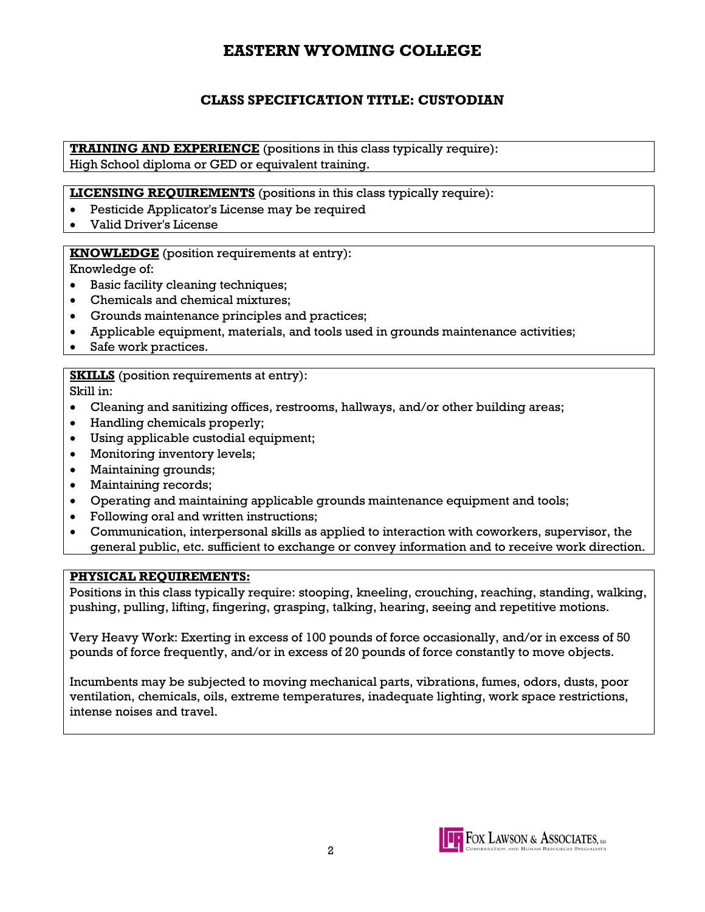# EASTERN WYOMING COLLEGE

## CLASS SPECIFICATION TITLE: CUSTODIAN

**TRAINING AND EXPERIENCE** (positions in this class typically require):
High School diploma or GED or equivalent training.

**LICENSING REQUIREMENTS** (positions in this class typically require):

- Pesticide Applicator's License may be required
- Valid Driver's License

**KNOWLEDGE** (position requirements at entry):
Knowledge of:

- Basic facility cleaning techniques;
- Chemicals and chemical mixtures;
- Grounds maintenance principles and practices;
- Applicable equipment, materials, and tools used in grounds maintenance activities;
- Safe work practices.

**SKILLS** (position requirements at entry):
Skill in:

- Cleaning and sanitizing offices, restrooms, hallways, and/or other building areas;
- Handling chemicals properly;
- Using applicable custodial equipment;
- Monitoring inventory levels;
- Maintaining grounds;
- Maintaining records;
- Operating and maintaining applicable grounds maintenance equipment and tools;
- Following oral and written instructions;
- Communication, interpersonal skills as applied to interaction with coworkers, supervisor, the general public, etc. sufficient to exchange or convey information and to receive work direction.

**PHYSICAL REQUIREMENTS:**
Positions in this class typically require: stooping, kneeling, crouching, reaching, standing, walking, pushing, pulling, lifting, fingering, grasping, talking, hearing, seeing and repetitive motions.

Very Heavy Work: Exerting in excess of 100 pounds of force occasionally, and/or in excess of 50 pounds of force frequently, and/or in excess of 20 pounds of force constantly to move objects.

Incumbents may be subjected to moving mechanical parts, vibrations, fumes, odors, dusts, poor ventilation, chemicals, oils, extreme temperatures, inadequate lighting, work space restrictions, intense noises and travel.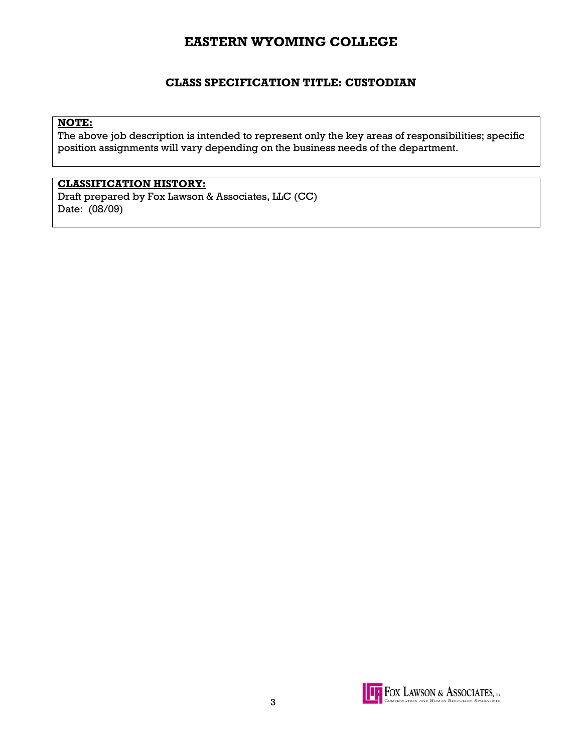# EASTERN WYOMING COLLEGE

## CLASS SPECIFICATION TITLE: CUSTODIAN

**NOTE:**

The above job description is intended to represent only the key areas of responsibilities; specific position assignments will vary depending on the business needs of the department.

**CLASSIFICATION HISTORY:**

Draft prepared by Fox Lawson & Associates, LLC (CC)
Date: (08/09)